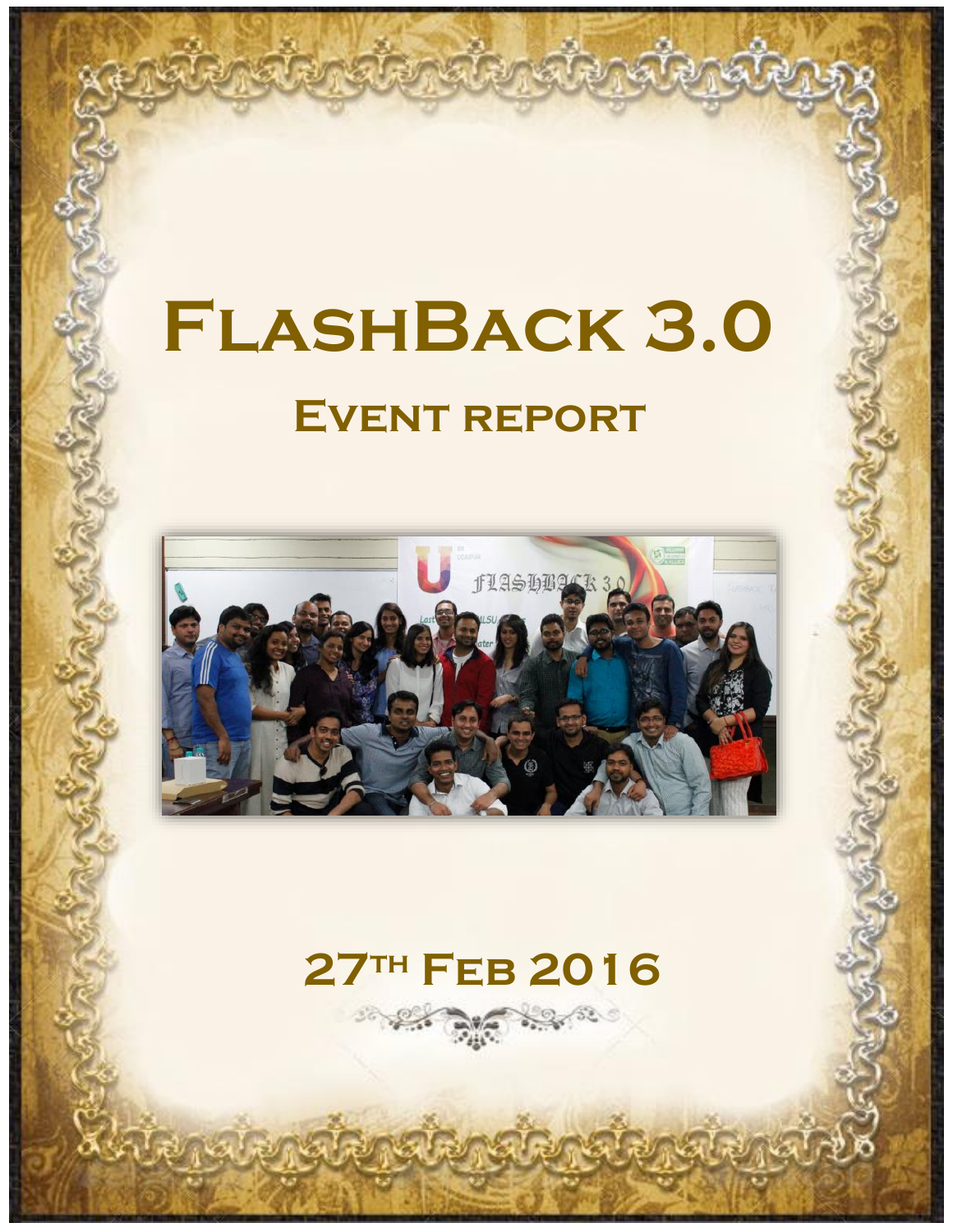# FlashBack 3.0

## Event report

27th Feb 2016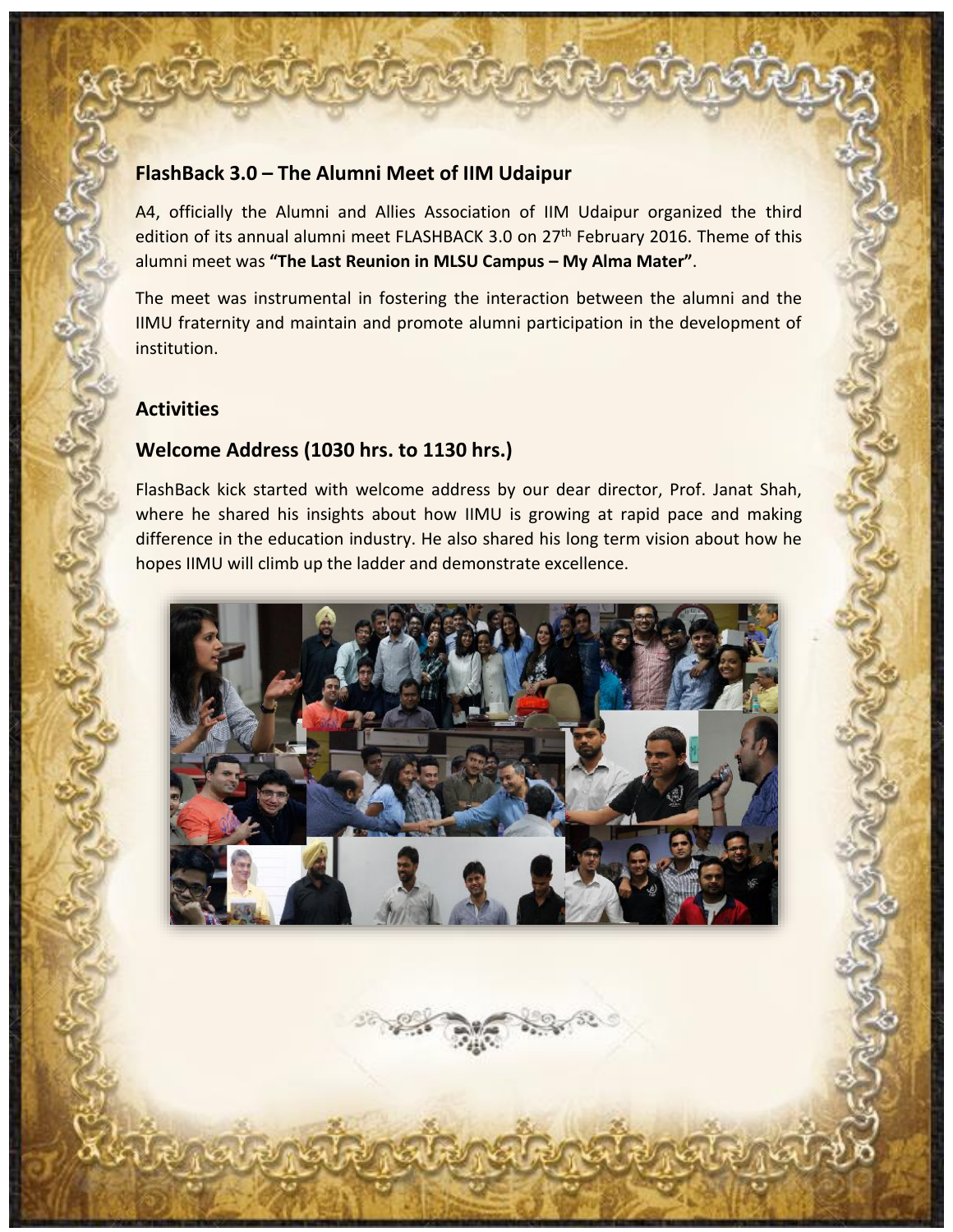## FlashBack 3.0 – The Alumni Meet of IIM Udaipur

A4, officially the Alumni and Allies Association of IIM Udaipur organized the third edition of its annual alumni meet FLASHBACK 3.0 on 27th February 2016. Theme of this alumni meet was **"The Last Reunion in MLSU Campus – My Alma Mater"**.

The meet was instrumental in fostering the interaction between the alumni and the IIMU fraternity and maintain and promote alumni participation in the development of institution.

## Activities

## Welcome Address (1030 hrs. to 1130 hrs.)

FlashBack kick started with welcome address by our dear director, Prof. Janat Shah, where he shared his insights about how IIMU is growing at rapid pace and making difference in the education industry. He also shared his long term vision about how he hopes IIMU will climb up the ladder and demonstrate excellence.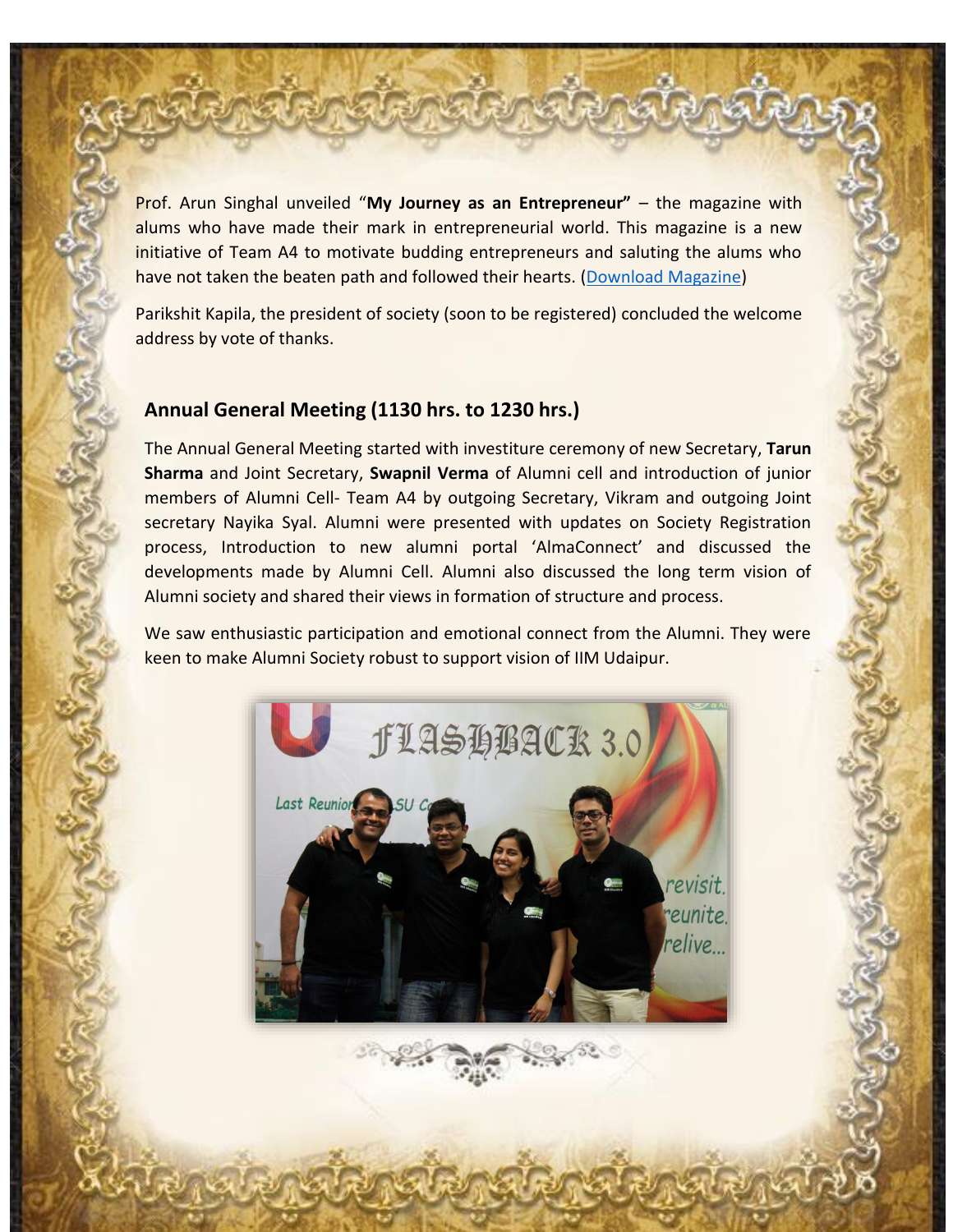Prof. Arun Singhal unveiled "**My Journey as an Entrepreneur"** – the magazine with alums who have made their mark in entrepreneurial world. This magazine is a new initiative of Team A4 to motivate budding entrepreneurs and saluting the alums who have not taken the beaten path and followed their hearts. (Download Magazine)

Parikshit Kapila, the president of society (soon to be registered) concluded the welcome address by vote of thanks.

## Annual General Meeting (1130 hrs. to 1230 hrs.)

The Annual General Meeting started with investiture ceremony of new Secretary, **Tarun Sharma** and Joint Secretary, **Swapnil Verma** of Alumni cell and introduction of junior members of Alumni Cell- Team A4 by outgoing Secretary, Vikram and outgoing Joint secretary Nayika Syal. Alumni were presented with updates on Society Registration process, Introduction to new alumni portal 'AlmaConnect' and discussed the developments made by Alumni Cell. Alumni also discussed the long term vision of Alumni society and shared their views in formation of structure and process.

We saw enthusiastic participation and emotional connect from the Alumni. They were keen to make Alumni Society robust to support vision of IIM Udaipur.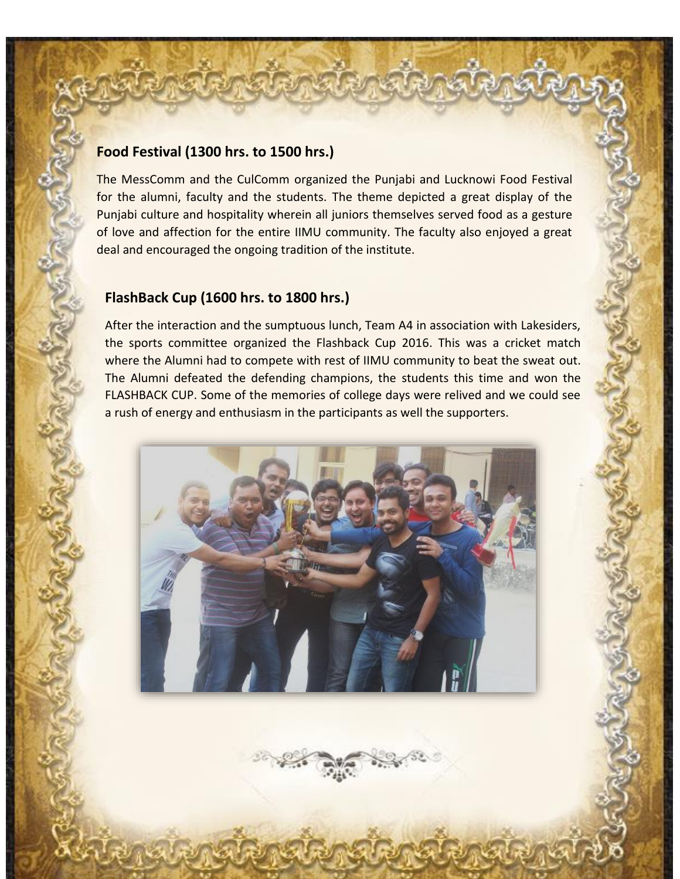## Food Festival (1300 hrs. to 1500 hrs.)

The MessComm and the CulComm organized the Punjabi and Lucknowi Food Festival for the alumni, faculty and the students. The theme depicted a great display of the Punjabi culture and hospitality wherein all juniors themselves served food as a gesture of love and affection for the entire IIMU community. The faculty also enjoyed a great deal and encouraged the ongoing tradition of the institute.

## FlashBack Cup (1600 hrs. to 1800 hrs.)

After the interaction and the sumptuous lunch, Team A4 in association with Lakesiders, the sports committee organized the Flashback Cup 2016. This was a cricket match where the Alumni had to compete with rest of IIMU community to beat the sweat out. The Alumni defeated the defending champions, the students this time and won the FLASHBACK CUP. Some of the memories of college days were relived and we could see a rush of energy and enthusiasm in the participants as well the supporters.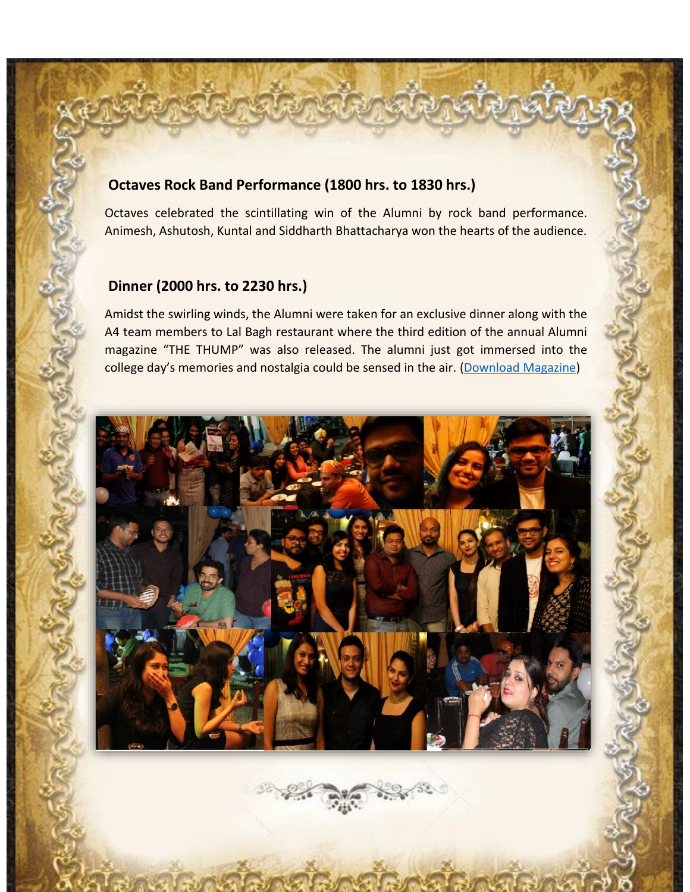## Octaves Rock Band Performance (1800 hrs. to 1830 hrs.)

Octaves celebrated the scintillating win of the Alumni by rock band performance. Animesh, Ashutosh, Kuntal and Siddharth Bhattacharya won the hearts of the audience.

## Dinner (2000 hrs. to 2230 hrs.)

Amidst the swirling winds, the Alumni were taken for an exclusive dinner along with the A4 team members to Lal Bagh restaurant where the third edition of the annual Alumni magazine "THE THUMP" was also released. The alumni just got immersed into the college day's memories and nostalgia could be sensed in the air. (Download Magazine)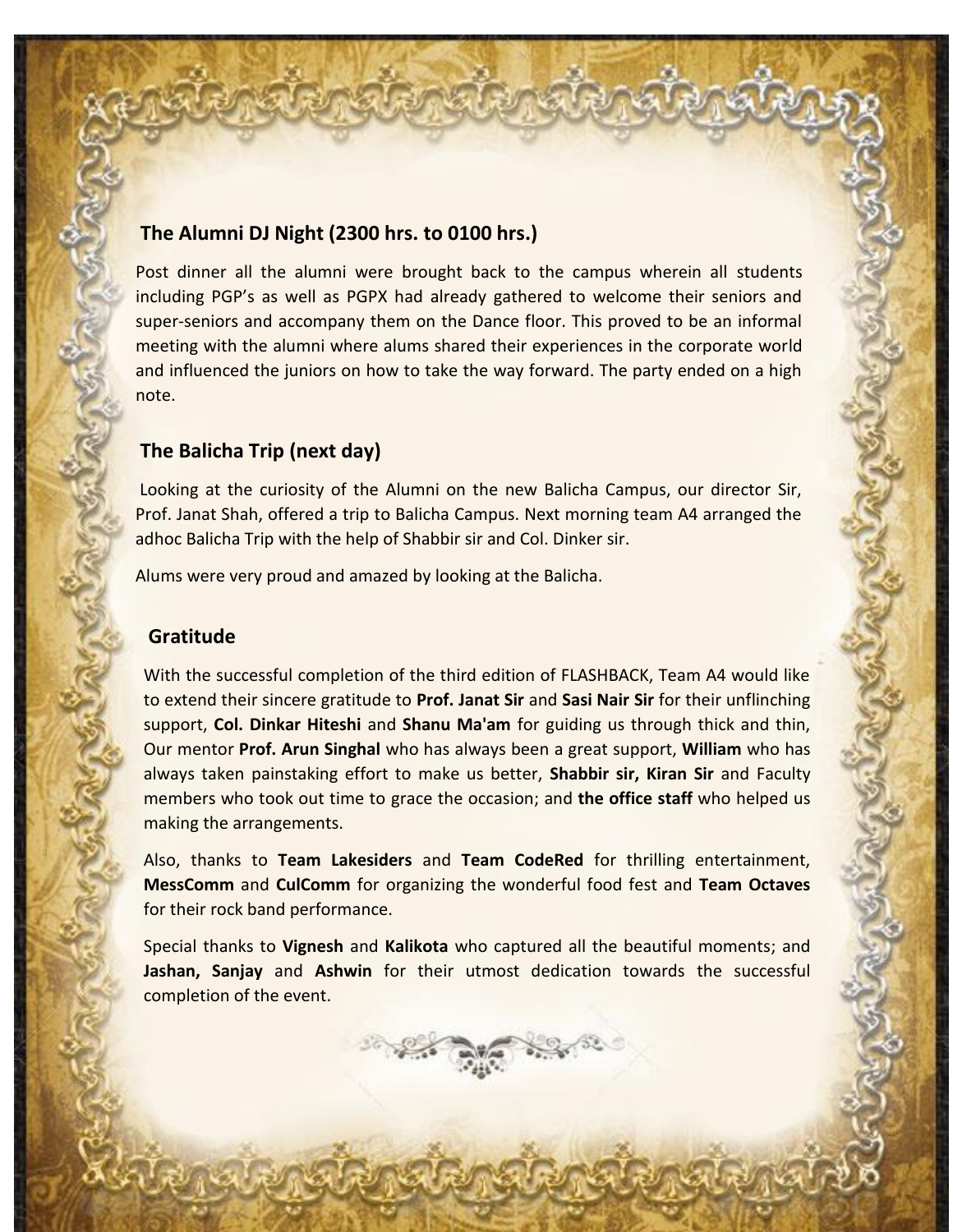## The Alumni DJ Night (2300 hrs. to 0100 hrs.)

Post dinner all the alumni were brought back to the campus wherein all students including PGP's as well as PGPX had already gathered to welcome their seniors and super-seniors and accompany them on the Dance floor. This proved to be an informal meeting with the alumni where alums shared their experiences in the corporate world and influenced the juniors on how to take the way forward. The party ended on a high note.

## The Balicha Trip (next day)

Looking at the curiosity of the Alumni on the new Balicha Campus, our director Sir, Prof. Janat Shah, offered a trip to Balicha Campus. Next morning team A4 arranged the adhoc Balicha Trip with the help of Shabbir sir and Col. Dinker sir.

Alums were very proud and amazed by looking at the Balicha.

## Gratitude

With the successful completion of the third edition of FLASHBACK, Team A4 would like to extend their sincere gratitude to **Prof. Janat Sir** and **Sasi Nair Sir** for their unflinching support, **Col. Dinkar Hiteshi** and **Shanu Ma'am** for guiding us through thick and thin, Our mentor **Prof. Arun Singhal** who has always been a great support, **William** who has always taken painstaking effort to make us better, **Shabbir sir, Kiran Sir** and Faculty members who took out time to grace the occasion; and **the office staff** who helped us making the arrangements.

Also, thanks to **Team Lakesiders** and **Team CodeRed** for thrilling entertainment, **MessComm** and **CulComm** for organizing the wonderful food fest and **Team Octaves** for their rock band performance.

Special thanks to **Vignesh** and **Kalikota** who captured all the beautiful moments; and **Jashan, Sanjay** and **Ashwin** for their utmost dedication towards the successful completion of the event.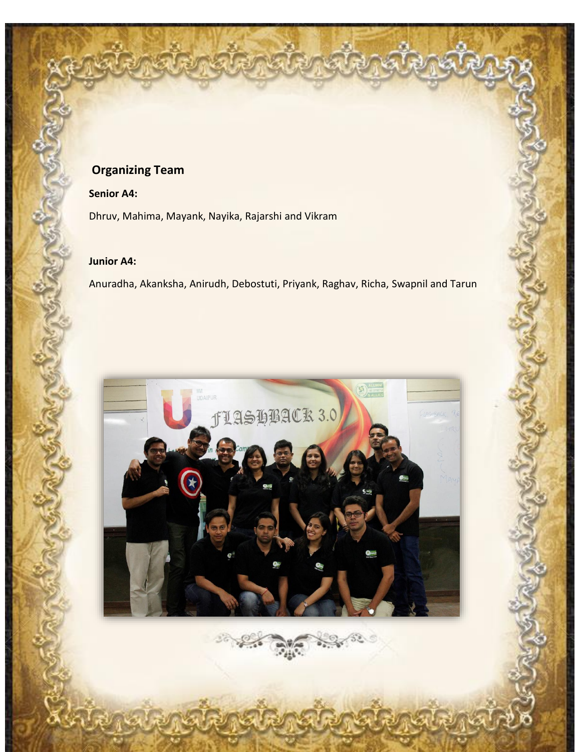## Organizing Team

**Senior A4:**

Dhruv, Mahima, Mayank, Nayika, Rajarshi and Vikram

**Junior A4:**

Anuradha, Akanksha, Anirudh, Debostuti, Priyank, Raghav, Richa, Swapnil and Tarun